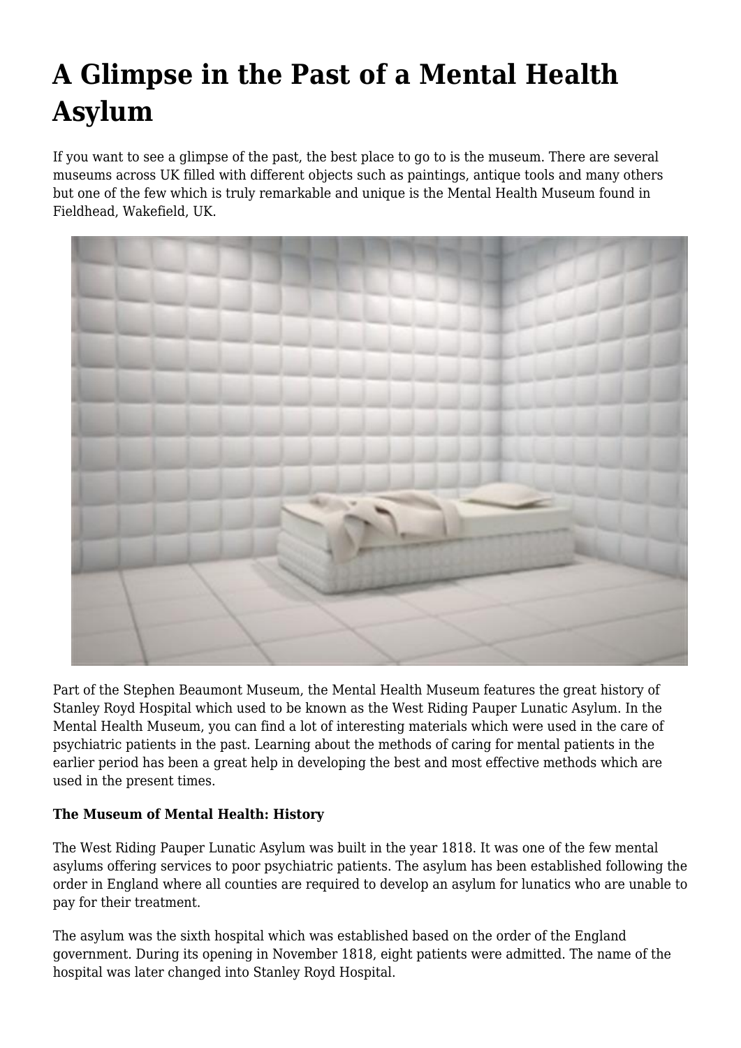# A Glimpse in the Past of a Mental Health Asylum

If you want to see a glimpse of the past, the best place to go to is the museum. There are several museums across UK filled with different objects such as paintings, antique tools and many others but one of the few which is truly remarkable and unique is the Mental Health Museum found in Fieldhead, Wakefield, UK.

Part of the Stephen Beaumont Museum, the Mental Health Museum features the great history of Stanley Royd Hospital which used to be known as the West Riding Pauper Lunatic Asylum. In the Mental Health Museum, you can find a lot of interesting materials which were used in the care of psychiatric patients in the past. Learning about the methods of caring for mental patients in the earlier period has been a great help in developing the best and most effective methods which are used in the present times.

**The Museum of Mental Health: History**

The West Riding Pauper Lunatic Asylum was built in the year 1818. It was one of the few mental asylums offering services to poor psychiatric patients. The asylum has been established following the order in England where all counties are required to develop an asylum for lunatics who are unable to pay for their treatment.

The asylum was the sixth hospital which was established based on the order of the England government. During its opening in November 1818, eight patients were admitted. The name of the hospital was later changed into Stanley Royd Hospital.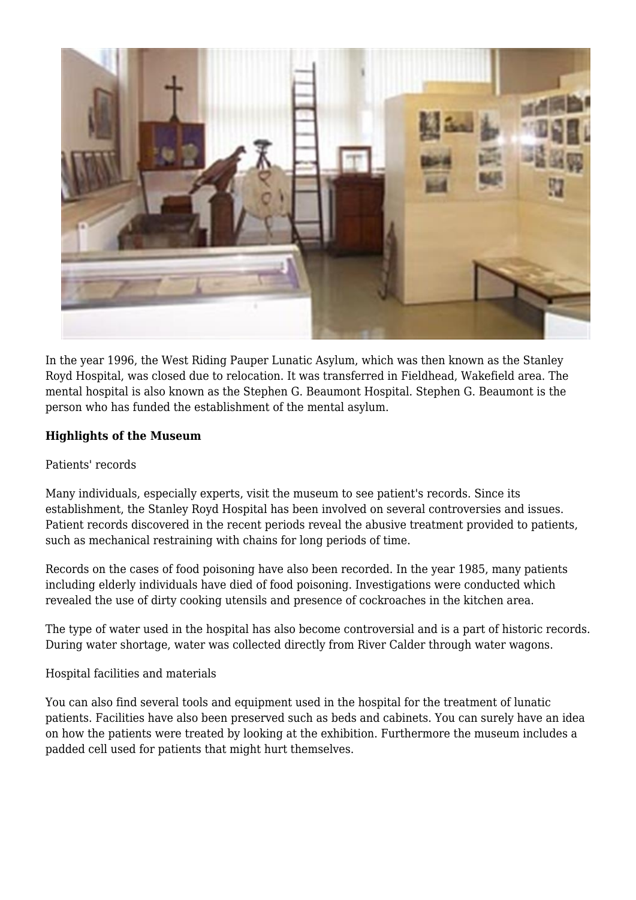In the year 1996, the West Riding Pauper Lunatic Asylum, which was then known as the Stanley Royd Hospital, was closed due to relocation. It was transferred in Fieldhead, Wakefield area. The mental hospital is also known as the Stephen G. Beaumont Hospital. Stephen G. Beaumont is the person who has funded the establishment of the mental asylum.

**Highlights of the Museum**

Patients' records

Many individuals, especially experts, visit the museum to see patient's records. Since its establishment, the Stanley Royd Hospital has been involved on several controversies and issues. Patient records discovered in the recent periods reveal the abusive treatment provided to patients, such as mechanical restraining with chains for long periods of time.

Records on the cases of food poisoning have also been recorded. In the year 1985, many patients including elderly individuals have died of food poisoning. Investigations were conducted which revealed the use of dirty cooking utensils and presence of cockroaches in the kitchen area.

The type of water used in the hospital has also become controversial and is a part of historic records. During water shortage, water was collected directly from River Calder through water wagons.

Hospital facilities and materials

You can also find several tools and equipment used in the hospital for the treatment of lunatic patients. Facilities have also been preserved such as beds and cabinets. You can surely have an idea on how the patients were treated by looking at the exhibition. Furthermore the museum includes a padded cell used for patients that might hurt themselves.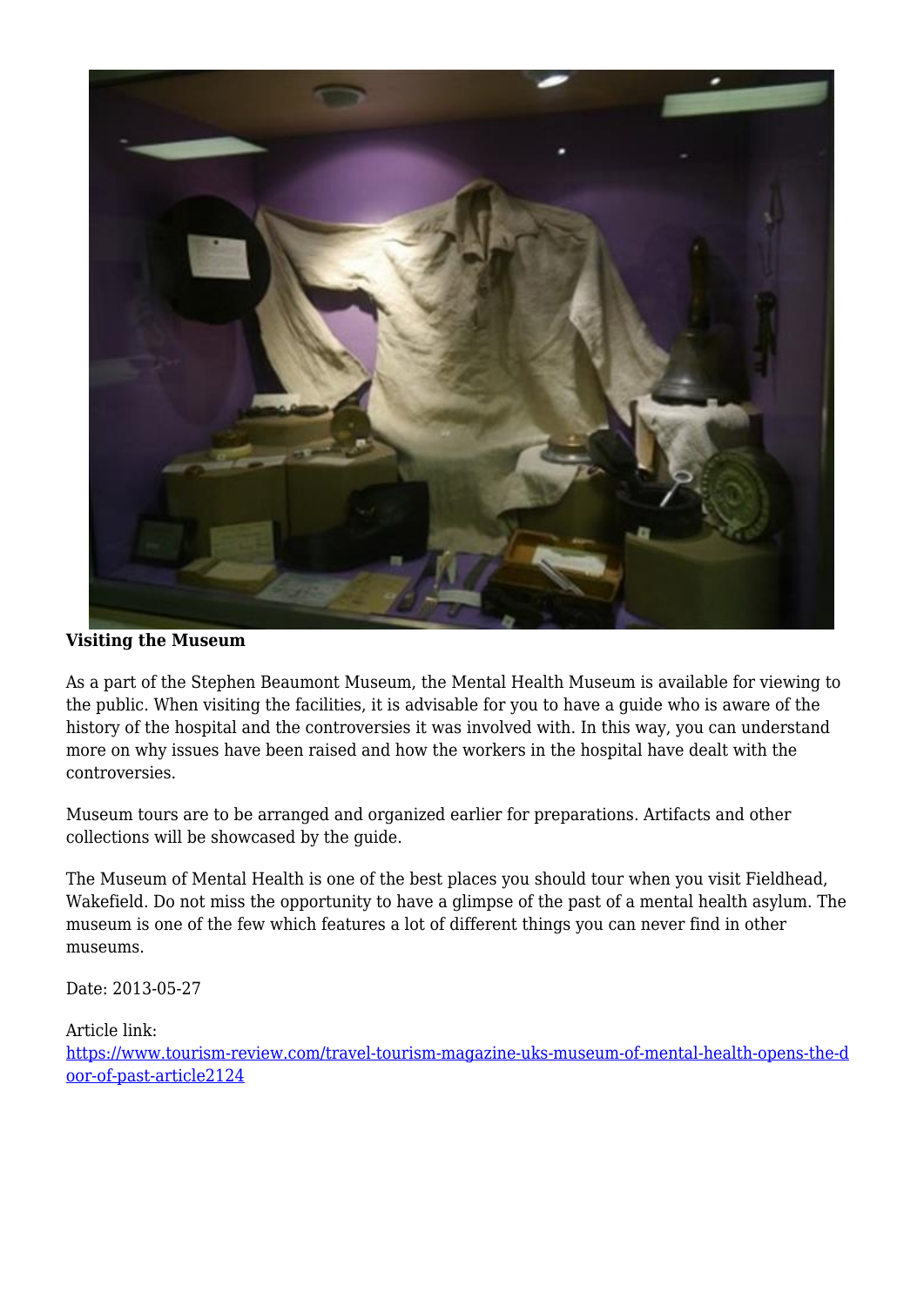**Visiting the Museum**

As a part of the Stephen Beaumont Museum, the Mental Health Museum is available for viewing to the public. When visiting the facilities, it is advisable for you to have a guide who is aware of the history of the hospital and the controversies it was involved with. In this way, you can understand more on why issues have been raised and how the workers in the hospital have dealt with the controversies.

Museum tours are to be arranged and organized earlier for preparations. Artifacts and other collections will be showcased by the guide.

The Museum of Mental Health is one of the best places you should tour when you visit Fieldhead, Wakefield. Do not miss the opportunity to have a glimpse of the past of a mental health asylum. The museum is one of the few which features a lot of different things you can never find in other museums.

Date: 2013-05-27

Article link:
[https://www.tourism-review.com/travel-tourism-magazine-uks-museum-of-mental-health-opens-the-door-of-past-article2124](https://www.tourism-review.com/travel-tourism-magazine-uks-museum-of-mental-health-opens-the-door-of-past-article2124)